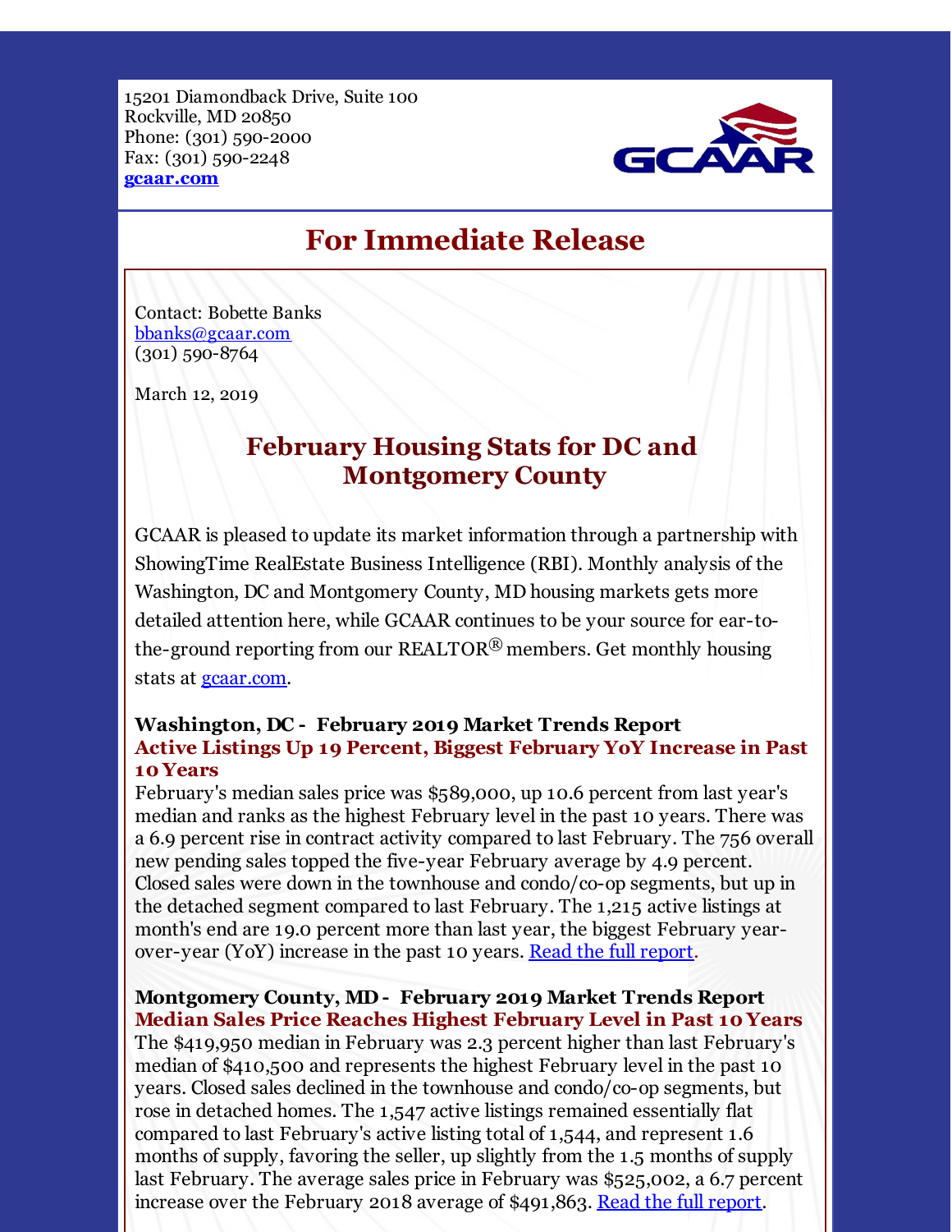15201 Diamondback Drive, Suite 100
Rockville, MD 20850
Phone: (301) 590-2000
Fax: (301) 590-2248
**gcaar.com**

# For Immediate Release

Contact: Bobette Banks
bbanks@gcaar.com
(301) 590-8764

March 12, 2019

## February Housing Stats for DC and Montgomery County

GCAAR is pleased to update its market information through a partnership with ShowingTime RealEstate Business Intelligence (RBI). Monthly analysis of the Washington, DC and Montgomery County, MD housing markets gets more detailed attention here, while GCAAR continues to be your source for ear-to-the-ground reporting from our REALTOR® members. Get monthly housing stats at gcaar.com.

**Washington, DC - February 2019 Market Trends Report**
**Active Listings Up 19 Percent, Biggest February YoY Increase in Past 10 Years**
February's median sales price was $589,000, up 10.6 percent from last year's median and ranks as the highest February level in the past 10 years. There was a 6.9 percent rise in contract activity compared to last February. The 756 overall new pending sales topped the five-year February average by 4.9 percent. Closed sales were down in the townhouse and condo/co-op segments, but up in the detached segment compared to last February. The 1,215 active listings at month's end are 19.0 percent more than last year, the biggest February year-over-year (YoY) increase in the past 10 years. Read the full report.

**Montgomery County, MD - February 2019 Market Trends Report**
**Median Sales Price Reaches Highest February Level in Past 10 Years**
The $419,950 median in February was 2.3 percent higher than last February's median of $410,500 and represents the highest February level in the past 10 years. Closed sales declined in the townhouse and condo/co-op segments, but rose in detached homes. The 1,547 active listings remained essentially flat compared to last February's active listing total of 1,544, and represent 1.6 months of supply, favoring the seller, up slightly from the 1.5 months of supply last February. The average sales price in February was $525,002, a 6.7 percent increase over the February 2018 average of $491,863. Read the full report.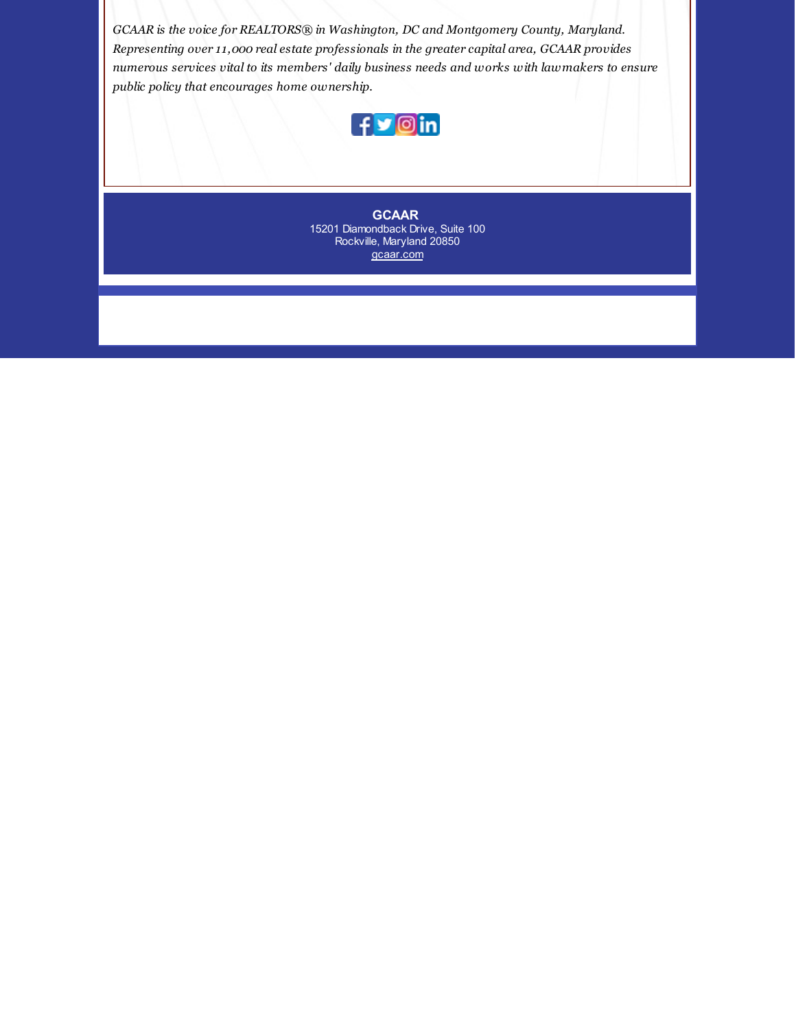*GCAAR is the voice for REALTORS® in Washington, DC and Montgomery County, Maryland. Representing over 11,000 real estate professionals in the greater capital area, GCAAR provides numerous services vital to its members' daily business needs and works with lawmakers to ensure public policy that encourages home ownership.*

**GCAAR**
15201 Diamondback Drive, Suite 100
Rockville, Maryland 20850
gcaar.com